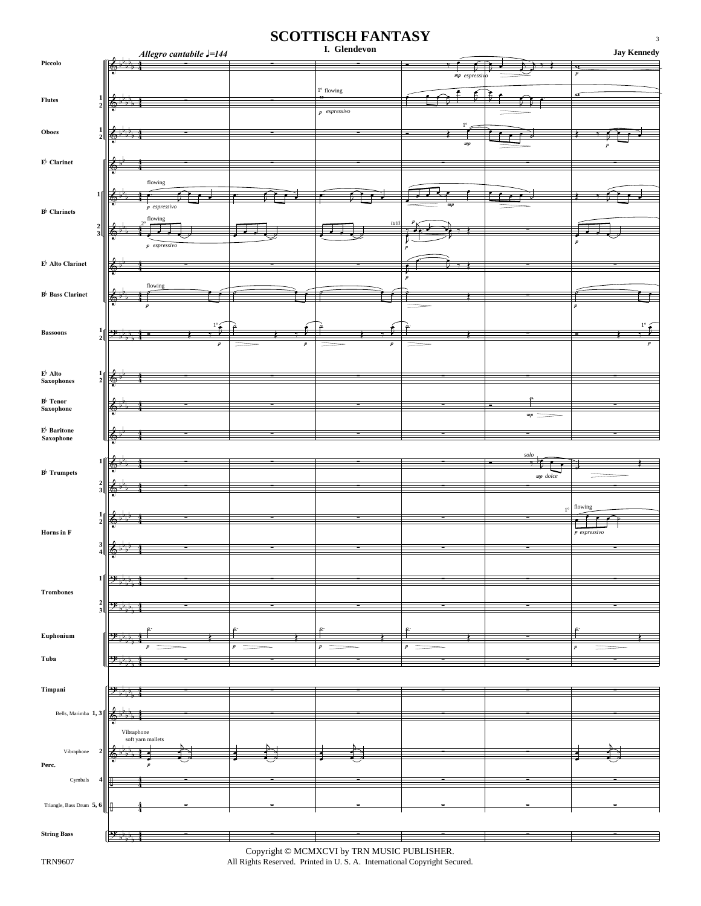# SCOTTISCH FANTASY

## I. Glendevon

**Jay Kennedy**

*Allegro cantabile* ♩=144

Copyright © MCMXCVI by TRN MUSIC PUBLISHER.
All Rights Reserved. Printed in U. S. A. International Copyright Secured.

TRN9607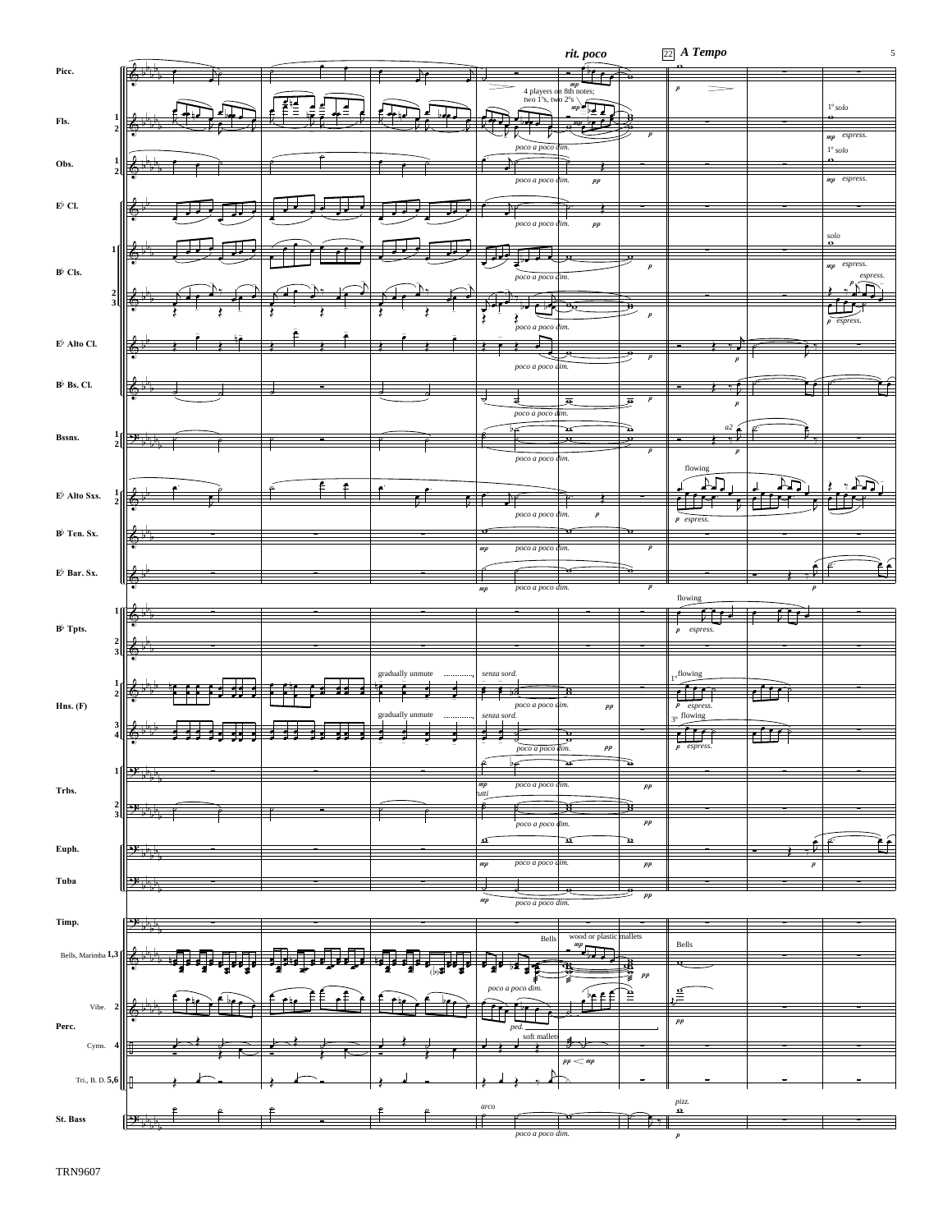*rit. poco*

22 **A Tempo**

Picc.

Fls. 1 2 — 4 players on 8th notes; two 1's, two 2's — *mp* — *poco a poco dim.* — *p* — 1° *solo* — *mp espress.*

Obs. 1 2 — *poco a poco dim.* — *pp* — 1° *solo* — *mp espress.*

E♭ Cl. — *poco a poco dim.* — *pp*

B♭ Cls. 1 — *poco a poco dim.* — *p* — *solo* — *mp espress.*

B♭ Cls. 2 3 — *poco a poco dim.* — *p* — *espress.* — *p espress.*

E♭ Alto Cl. — *poco a poco dim.* — *p* — *p*

B♭ Bs. Cl. — *poco a poco dim.* — *p* — *p*

Bssns. 1 2 — *poco a poco dim.* — *p* — a2 — *p*

E♭ Alto Sxs. 1 2 — *poco a poco dim.* — *p* — flowing — *p espress.*

B♭ Ten. Sx. — *mp* — *poco a poco dim.* — *p*

E♭ Bar. Sx. — *mp* — *poco a poco dim.* — *p* — *p*

B♭ Tpts. 1 — flowing — *p espress.*

B♭ Tpts. 2 3

Hns. (F) 1 2 — gradually unmute — *senza sord.* — *poco a poco dim.* — *pp* — 1° flowing — *p espress.*

Hns. (F) 3 4 — gradually unmute — *senza sord.* — *poco a poco dim.* — *pp* — 3° flowing — *p espress.*

Trbs. 1 — *mp* — *poco a poco dim.* — *pp*

Trbs. 2 3 — *tutti* — *poco a poco dim.* — *pp*

Euph. — *mp* — *poco a poco dim.* — *pp* — *p*

Tuba — *mp* — *poco a poco dim.* — *pp*

Timp.

Perc. Bells, Marimba 1,3 — Bells — wood or plastic mallets — *mp* — *poco a poco dim.* — *pp* — Bells

Perc. Vibe. 2 — *ped.* — *pp*

Perc. Cyms. 4 — soft mallets — *pp* — *mp*

Perc. Tri., B. D. 5,6

St. Bass — *arco* — *poco a poco dim.* — *pizz.* — *p*